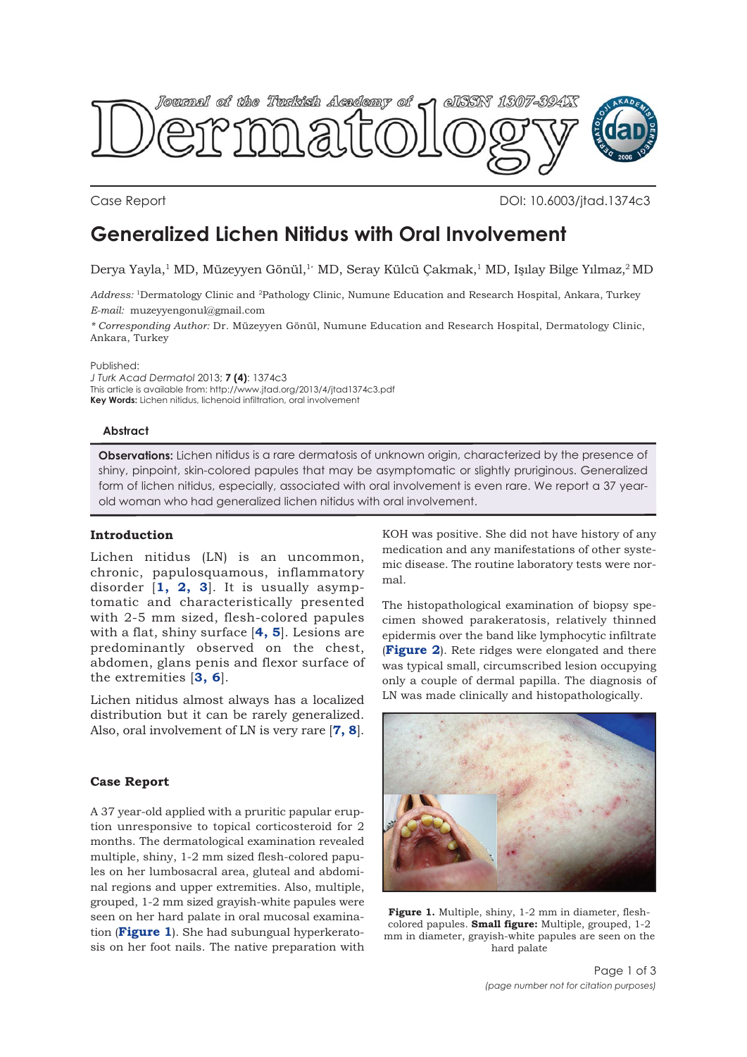Case Report

DOI: 10.6003/jtad.1374c3

# Generalized Lichen Nitidus with Oral Involvement

Derya Yayla,[1] MD, Müzeyyen Gönül,[1*] MD, Seray Külcü Çakmak,[1] MD, Işılay Bilge Yılmaz,[2] MD

*Address:* [1]Dermatology Clinic and [2]Pathology Clinic, Numune Education and Research Hospital, Ankara, Turkey
*E-mail:* muzeyyengonul@gmail.com

*\* Corresponding Author:* Dr. Müzeyyen Gönül, Numune Education and Research Hospital, Dermatology Clinic, Ankara, Turkey

Published:
*J Turk Acad Dermatol* 2013; **7 (4)**: 1374c3
This article is available from: http://www.jtad.org/2013/4/jtad1374c3.pdf
**Key Words:** Lichen nitidus, lichenoid infiltration, oral involvement

### Abstract

**Observations:** Lichen nitidus is a rare dermatosis of unknown origin, characterized by the presence of shiny, pinpoint, skin-colored papules that may be asymptomatic or slightly pruriginous. Generalized form of lichen nitidus, especially, associated with oral involvement is even rare. We report a 37 year-old woman who had generalized lichen nitidus with oral involvement.

## Introduction

Lichen nitidus (LN) is an uncommon, chronic, papulosquamous, inflammatory disorder [**1, 2, 3**]. It is usually asymptomatic and characteristically presented with 2-5 mm sized, flesh-colored papules with a flat, shiny surface [**4, 5**]. Lesions are predominantly observed on the chest, abdomen, glans penis and flexor surface of the extremities [**3, 6**].

Lichen nitidus almost always has a localized distribution but it can be rarely generalized. Also, oral involvement of LN is very rare [**7, 8**].

## Case Report

A 37 year-old applied with a pruritic papular eruption unresponsive to topical corticosteroid for 2 months. The dermatological examination revealed multiple, shiny, 1-2 mm sized flesh-colored papules on her lumbosacral area, gluteal and abdominal regions and upper extremities. Also, multiple, grouped, 1-2 mm sized grayish-white papules were seen on her hard palate in oral mucosal examination (**Figure 1**). She had subungual hyperkeratosis on her foot nails. The native preparation with KOH was positive. She did not have history of any medication and any manifestations of other systemic disease. The routine laboratory tests were normal.

The histopathological examination of biopsy specimen showed parakeratosis, relatively thinned epidermis over the band like lymphocytic infiltrate (**Figure 2**). Rete ridges were elongated and there was typical small, circumscribed lesion occupying only a couple of dermal papilla. The diagnosis of LN was made clinically and histopathologically.

**Figure 1.** Multiple, shiny, 1-2 mm in diameter, flesh-colored papules. **Small figure:** Multiple, grouped, 1-2 mm in diameter, grayish-white papules are seen on the hard palate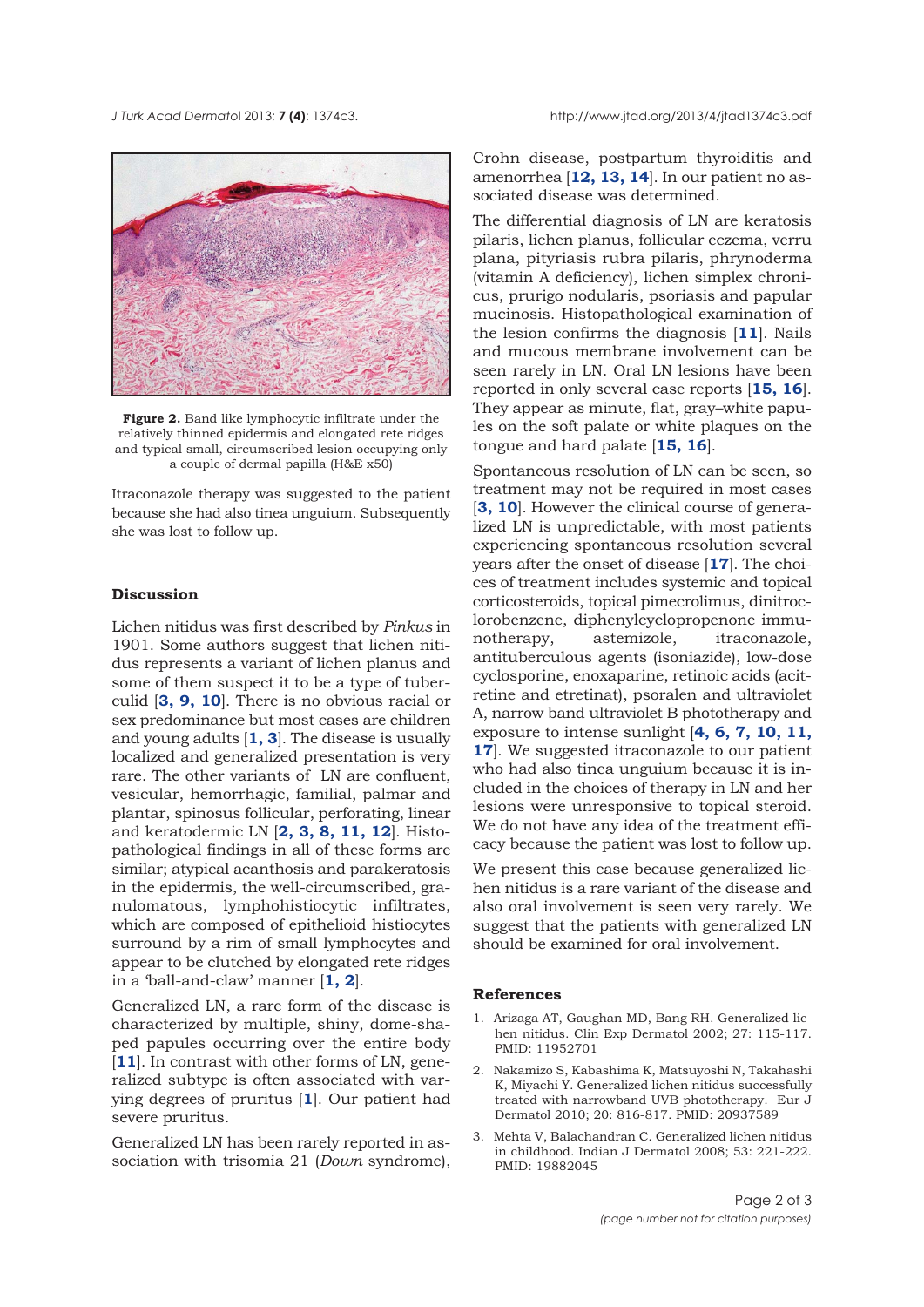Figure 2. Band like lymphocytic infiltrate under the relatively thinned epidermis and elongated rete ridges and typical small, circumscribed lesion occupying only a couple of dermal papilla (H&E x50)

Itraconazole therapy was suggested to the patient because she had also tinea unguium. Subsequently she was lost to follow up.

## Discussion

Lichen nitidus was first described by *Pinkus* in 1901. Some authors suggest that lichen nitidus represents a variant of lichen planus and some of them suspect it to be a type of tuberculid [3, 9, 10]. There is no obvious racial or sex predominance but most cases are children and young adults [1, 3]. The disease is usually localized and generalized presentation is very rare. The other variants of LN are confluent, vesicular, hemorrhagic, familial, palmar and plantar, spinosus follicular, perforating, linear and keratodermic LN [2, 3, 8, 11, 12]. Histopathological findings in all of these forms are similar; atypical acanthosis and parakeratosis in the epidermis, the well-circumscribed, granulomatous, lymphohistiocytic infiltrates, which are composed of epithelioid histiocytes surround by a rim of small lymphocytes and appear to be clutched by elongated rete ridges in a 'ball-and-claw' manner [1, 2].

Generalized LN, a rare form of the disease is characterized by multiple, shiny, dome-shaped papules occurring over the entire body [11]. In contrast with other forms of LN, generalized subtype is often associated with varying degrees of pruritus [1]. Our patient had severe pruritus.

Generalized LN has been rarely reported in association with trisomia 21 (*Down* syndrome), Crohn disease, postpartum thyroiditis and amenorrhea [12, 13, 14]. In our patient no associated disease was determined.

The differential diagnosis of LN are keratosis pilaris, lichen planus, follicular eczema, verru plana, pityriasis rubra pilaris, phrynoderma (vitamin A deficiency), lichen simplex chronicus, prurigo nodularis, psoriasis and papular mucinosis. Histopathological examination of the lesion confirms the diagnosis [11]. Nails and mucous membrane involvement can be seen rarely in LN. Oral LN lesions have been reported in only several case reports [15, 16]. They appear as minute, flat, gray–white papules on the soft palate or white plaques on the tongue and hard palate [15, 16].

Spontaneous resolution of LN can be seen, so treatment may not be required in most cases [3, 10]. However the clinical course of generalized LN is unpredictable, with most patients experiencing spontaneous resolution several years after the onset of disease [17]. The choices of treatment includes systemic and topical corticosteroids, topical pimecrolimus, dinitrochlorobenzene, diphenylcyclopropenone immunotherapy, astemizole, itraconazole, antituberculous agents (isoniazide), low-dose cyclosporine, enoxaparine, retinoic acids (acitretine and etretinat), psoralen and ultraviolet A, narrow band ultraviolet B phototherapy and exposure to intense sunlight [4, 6, 7, 10, 11, 17]. We suggested itraconazole to our patient who had also tinea unguium because it is included in the choices of therapy in LN and her lesions were unresponsive to topical steroid. We do not have any idea of the treatment efficacy because the patient was lost to follow up.

We present this case because generalized lichen nitidus is a rare variant of the disease and also oral involvement is seen very rarely. We suggest that the patients with generalized LN should be examined for oral involvement.

## References

1. Arizaga AT, Gaughan MD, Bang RH. Generalized lichen nitidus. Clin Exp Dermatol 2002; 27: 115-117. PMID: 11952701
2. Nakamizo S, Kabashima K, Matsuyoshi N, Takahashi K, Miyachi Y. Generalized lichen nitidus successfully treated with narrowband UVB phototherapy. Eur J Dermatol 2010; 20: 816-817. PMID: 20937589
3. Mehta V, Balachandran C. Generalized lichen nitidus in childhood. Indian J Dermatol 2008; 53: 221-222. PMID: 19882045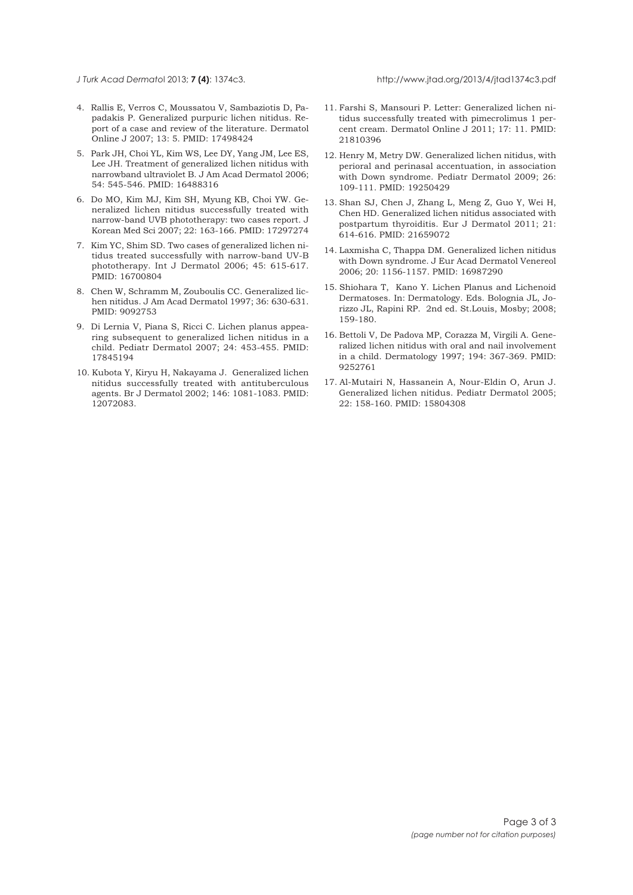4. Rallis E, Verros C, Moussatou V, Sambaziotis D, Papadakis P. Generalized purpuric lichen nitidus. Report of a case and review of the literature. Dermatol Online J 2007; 13: 5. PMID: 17498424

5. Park JH, Choi YL, Kim WS, Lee DY, Yang JM, Lee ES, Lee JH. Treatment of generalized lichen nitidus with narrowband ultraviolet B. J Am Acad Dermatol 2006; 54: 545-546. PMID: 16488316

6. Do MO, Kim MJ, Kim SH, Myung KB, Choi YW. Generalized lichen nitidus successfully treated with narrow-band UVB phototherapy: two cases report. J Korean Med Sci 2007; 22: 163-166. PMID: 17297274

7. Kim YC, Shim SD. Two cases of generalized lichen nitidus treated successfully with narrow-band UV-B phototherapy. Int J Dermatol 2006; 45: 615-617. PMID: 16700804

8. Chen W, Schramm M, Zouboulis CC. Generalized lichen nitidus. J Am Acad Dermatol 1997; 36: 630-631. PMID: 9092753

9. Di Lernia V, Piana S, Ricci C. Lichen planus appearing subsequent to generalized lichen nitidus in a child. Pediatr Dermatol 2007; 24: 453-455. PMID: 17845194

10. Kubota Y, Kiryu H, Nakayama J. Generalized lichen nitidus successfully treated with antituberculous agents. Br J Dermatol 2002; 146: 1081-1083. PMID: 12072083.

11. Farshi S, Mansouri P. Letter: Generalized lichen nitidus successfully treated with pimecrolimus 1 percent cream. Dermatol Online J 2011; 17: 11. PMID: 21810396

12. Henry M, Metry DW. Generalized lichen nitidus, with perioral and perinasal accentuation, in association with Down syndrome. Pediatr Dermatol 2009; 26: 109-111. PMID: 19250429

13. Shan SJ, Chen J, Zhang L, Meng Z, Guo Y, Wei H, Chen HD. Generalized lichen nitidus associated with postpartum thyroiditis. Eur J Dermatol 2011; 21: 614-616. PMID: 21659072

14. Laxmisha C, Thappa DM. Generalized lichen nitidus with Down syndrome. J Eur Acad Dermatol Venereol 2006; 20: 1156-1157. PMID: 16987290

15. Shiohara T, Kano Y. Lichen Planus and Lichenoid Dermatoses. In: Dermatology. Eds. Bolognia JL, Jorizzo JL, Rapini RP. 2nd ed. St.Louis, Mosby; 2008; 159-180.

16. Bettoli V, De Padova MP, Corazza M, Virgili A. Generalized lichen nitidus with oral and nail involvement in a child. Dermatology 1997; 194: 367-369. PMID: 9252761

17. Al-Mutairi N, Hassanein A, Nour-Eldin O, Arun J. Generalized lichen nitidus. Pediatr Dermatol 2005; 22: 158-160. PMID: 15804308